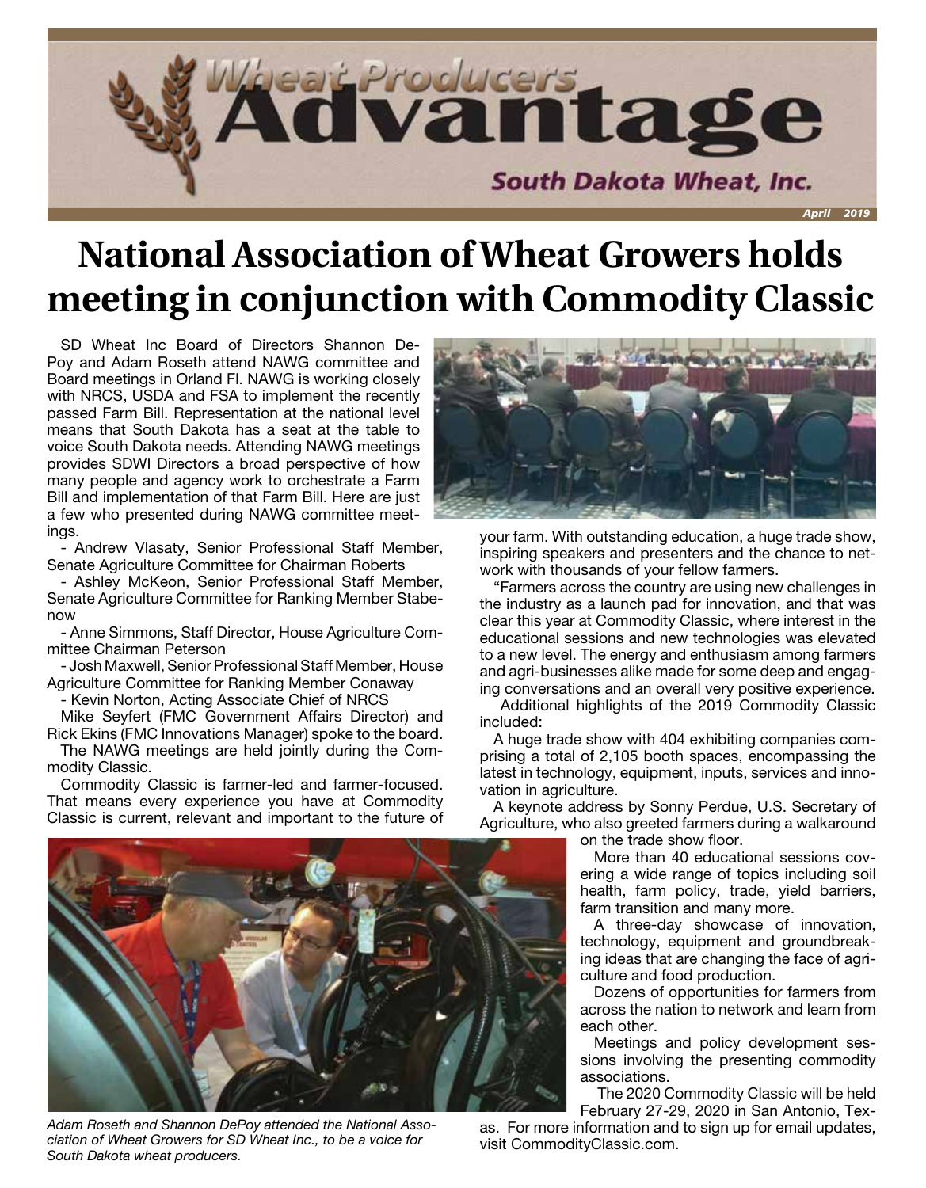# Wheat Producers Advantage

South Dakota Wheat, Inc.

April 2019

## National Association of Wheat Growers holds meeting in conjunction with Commodity Classic

SD Wheat Inc Board of Directors Shannon DePoy and Adam Roseth attend NAWG committee and Board meetings in Orland Fl. NAWG is working closely with NRCS, USDA and FSA to implement the recently passed Farm Bill. Representation at the national level means that South Dakota has a seat at the table to voice South Dakota needs. Attending NAWG meetings provides SDWI Directors a broad perspective of how many people and agency work to orchestrate a Farm Bill and implementation of that Farm Bill. Here are just a few who presented during NAWG committee meetings.

- Andrew Vlasaty, Senior Professional Staff Member, Senate Agriculture Committee for Chairman Roberts
- Ashley McKeon, Senior Professional Staff Member, Senate Agriculture Committee for Ranking Member Stabenow
- Anne Simmons, Staff Director, House Agriculture Committee Chairman Peterson
- Josh Maxwell, Senior Professional Staff Member, House Agriculture Committee for Ranking Member Conaway
- Kevin Norton, Acting Associate Chief of NRCS

Mike Seyfert (FMC Government Affairs Director) and Rick Ekins (FMC Innovations Manager) spoke to the board.

The NAWG meetings are held jointly during the Commodity Classic.

Commodity Classic is farmer-led and farmer-focused. That means every experience you have at Commodity Classic is current, relevant and important to the future of your farm. With outstanding education, a huge trade show, inspiring speakers and presenters and the chance to network with thousands of your fellow farmers.

"Farmers across the country are using new challenges in the industry as a launch pad for innovation, and that was clear this year at Commodity Classic, where interest in the educational sessions and new technologies was elevated to a new level. The energy and enthusiasm among farmers and agri-businesses alike made for some deep and engaging conversations and an overall very positive experience.

Additional highlights of the 2019 Commodity Classic included:

A huge trade show with 404 exhibiting companies comprising a total of 2,105 booth spaces, encompassing the latest in technology, equipment, inputs, services and innovation in agriculture.

A keynote address by Sonny Perdue, U.S. Secretary of Agriculture, who also greeted farmers during a walkaround on the trade show floor.

More than 40 educational sessions covering a wide range of topics including soil health, farm policy, trade, yield barriers, farm transition and many more.

A three-day showcase of innovation, technology, equipment and groundbreaking ideas that are changing the face of agriculture and food production.

Dozens of opportunities for farmers from across the nation to network and learn from each other.

Meetings and policy development sessions involving the presenting commodity associations.

The 2020 Commodity Classic will be held February 27-29, 2020 in San Antonio, Texas. For more information and to sign up for email updates, visit CommodityClassic.com.

*Adam Roseth and Shannon DePoy attended the National Association of Wheat Growers for SD Wheat Inc., to be a voice for South Dakota wheat producers.*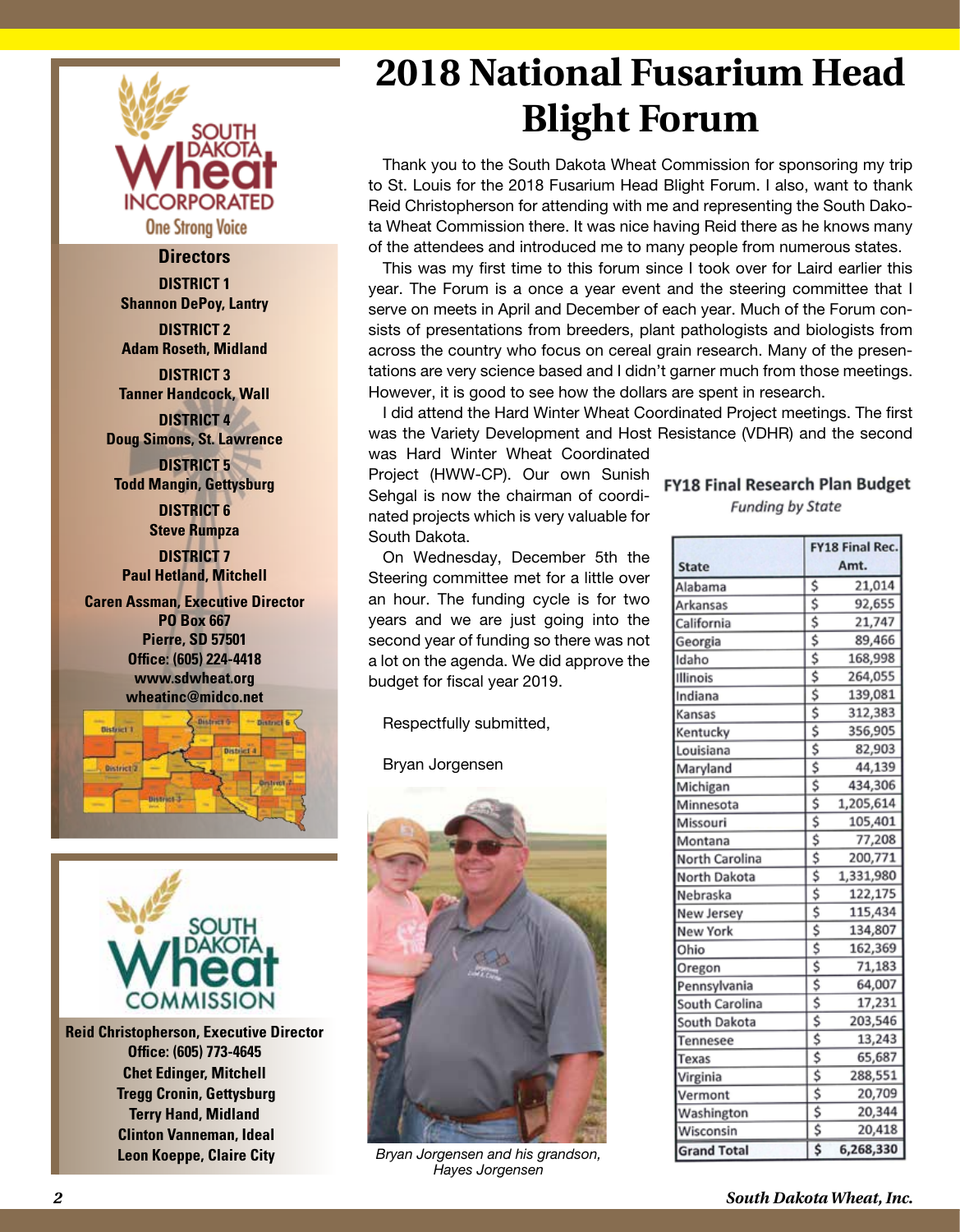SOUTH DAKOTA Wheat INCORPORATED

One Strong Voice

**Directors**

**DISTRICT 1**
**Shannon DePoy, Lantry**

**DISTRICT 2**
**Adam Roseth, Midland**

**DISTRICT 3**
**Tanner Handcock, Wall**

**DISTRICT 4**
**Doug Simons, St. Lawrence**

**DISTRICT 5**
**Todd Mangin, Gettysburg**

**DISTRICT 6**
**Steve Rumpza**

**DISTRICT 7**
**Paul Hetland, Mitchell**

**Caren Assman, Executive Director**
**PO Box 667**
**Pierre, SD 57501**
**Office: (605) 224-4418**
**www.sdwheat.org**
**wheatinc@midco.net**

SOUTH DAKOTA Wheat COMMISSION

**Reid Christopherson, Executive Director**
**Office: (605) 773-4645**
**Chet Edinger, Mitchell**
**Tregg Cronin, Gettysburg**
**Terry Hand, Midland**
**Clinton Vanneman, Ideal**
**Leon Koeppe, Claire City**

# 2018 National Fusarium Head Blight Forum

Thank you to the South Dakota Wheat Commission for sponsoring my trip to St. Louis for the 2018 Fusarium Head Blight Forum. I also, want to thank Reid Christopherson for attending with me and representing the South Dakota Wheat Commission there. It was nice having Reid there as he knows many of the attendees and introduced me to many people from numerous states.

This was my first time to this forum since I took over for Laird earlier this year. The Forum is a once a year event and the steering committee that I serve on meets in April and December of each year. Much of the Forum consists of presentations from breeders, plant pathologists and biologists from across the country who focus on cereal grain research. Many of the presentations are very science based and I didn't garner much from those meetings. However, it is good to see how the dollars are spent in research.

I did attend the Hard Winter Wheat Coordinated Project meetings. The first was the Variety Development and Host Resistance (VDHR) and the second was Hard Winter Wheat Coordinated Project (HWW-CP). Our own Sunish Sehgal is now the chairman of coordinated projects which is very valuable for South Dakota.

On Wednesday, December 5th the Steering committee met for a little over an hour. The funding cycle is for two years and we are just going into the second year of funding so there was not a lot on the agenda. We did approve the budget for fiscal year 2019.

Respectfully submitted,

Bryan Jorgensen

*Bryan Jorgensen and his grandson, Hayes Jorgensen*

**FY18 Final Research Plan Budget**
*Funding by State*

| State | FY18 Final Rec. Amt. |
|---|---|
| Alabama | $ 21,014 |
| Arkansas | $ 92,655 |
| California | $ 21,747 |
| Georgia | $ 89,466 |
| Idaho | $ 168,998 |
| Illinois | $ 264,055 |
| Indiana | $ 139,081 |
| Kansas | $ 312,383 |
| Kentucky | $ 356,905 |
| Louisiana | $ 82,903 |
| Maryland | $ 44,139 |
| Michigan | $ 434,306 |
| Minnesota | $ 1,205,614 |
| Missouri | $ 105,401 |
| Montana | $ 77,208 |
| North Carolina | $ 200,771 |
| North Dakota | $ 1,331,980 |
| Nebraska | $ 122,175 |
| New Jersey | $ 115,434 |
| New York | $ 134,807 |
| Ohio | $ 162,369 |
| Oregon | $ 71,183 |
| Pennsylvania | $ 64,007 |
| South Carolina | $ 17,231 |
| South Dakota | $ 203,546 |
| Tennesee | $ 13,243 |
| Texas | $ 65,687 |
| Virginia | $ 288,551 |
| Vermont | $ 20,709 |
| Washington | $ 20,344 |
| Wisconsin | $ 20,418 |
| **Grand Total** | **$ 6,268,330** |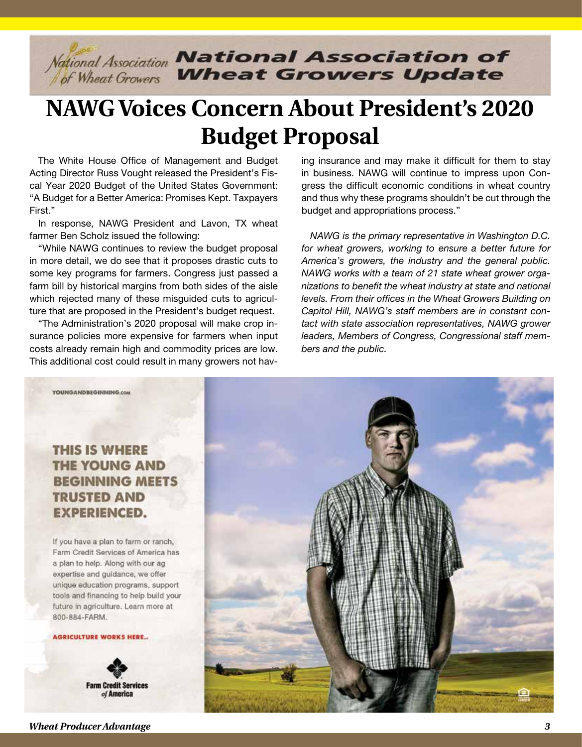## National Association of Wheat Growers Update

# NAWG Voices Concern About President's 2020 Budget Proposal

The White House Office of Management and Budget Acting Director Russ Vought released the President's Fiscal Year 2020 Budget of the United States Government: "A Budget for a Better America: Promises Kept. Taxpayers First."

In response, NAWG President and Lavon, TX wheat farmer Ben Scholz issued the following:

"While NAWG continues to review the budget proposal in more detail, we do see that it proposes drastic cuts to some key programs for farmers. Congress just passed a farm bill by historical margins from both sides of the aisle which rejected many of these misguided cuts to agriculture that are proposed in the President's budget request.

"The Administration's 2020 proposal will make crop insurance policies more expensive for farmers when input costs already remain high and commodity prices are low. This additional cost could result in many growers not having insurance and may make it difficult for them to stay in business. NAWG will continue to impress upon Congress the difficult economic conditions in wheat country and thus why these programs shouldn't be cut through the budget and appropriations process."

*NAWG is the primary representative in Washington D.C. for wheat growers, working to ensure a better future for America's growers, the industry and the general public. NAWG works with a team of 21 state wheat grower organizations to benefit the wheat industry at state and national levels. From their offices in the Wheat Growers Building on Capitol Hill, NAWG's staff members are in constant contact with state association representatives, NAWG grower leaders, Members of Congress, Congressional staff members and the public.*

YOUNGANDBEGINNING.COM

**THIS IS WHERE THE YOUNG AND BEGINNING MEETS TRUSTED AND EXPERIENCED.**

If you have a plan to farm or ranch, Farm Credit Services of America has a plan to help. Along with our ag expertise and guidance, we offer unique education programs, support tools and financing to help build your future in agriculture. Learn more at 800-884-FARM.

**AGRICULTURE WORKS HERE.**

Farm Credit Services of America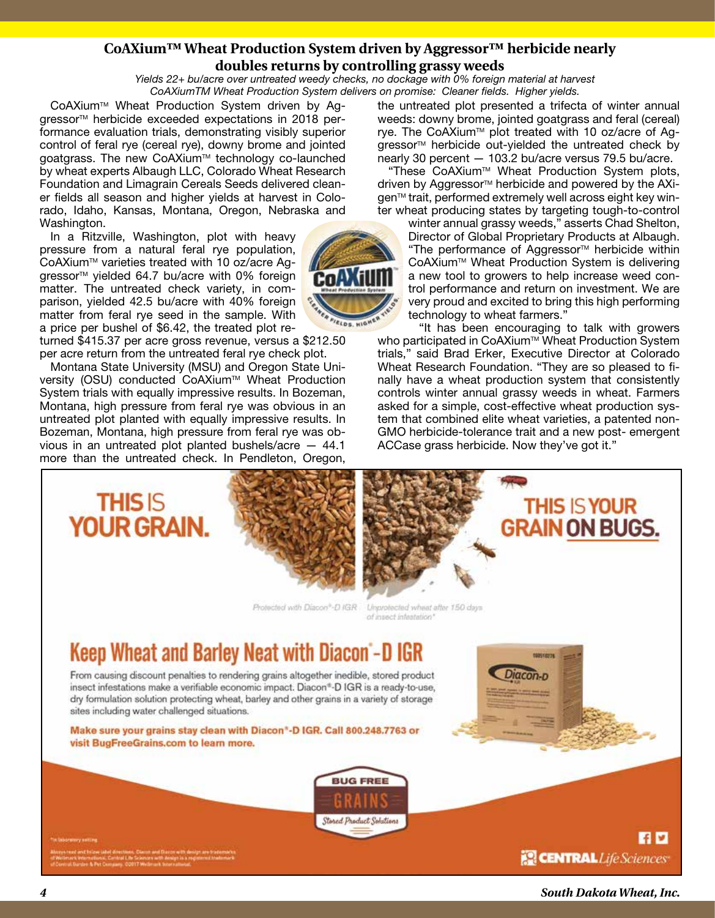## CoAXium™ Wheat Production System driven by Aggressor™ herbicide nearly doubles returns by controlling grassy weeds

*Yields 22+ bu/acre over untreated weedy checks, no dockage with 0% foreign material at harvest*

*CoAXiumTM Wheat Production System delivers on promise: Cleaner fields. Higher yields.*

CoAXium™ Wheat Production System driven by Aggressor™ herbicide exceeded expectations in 2018 performance evaluation trials, demonstrating visibly superior control of feral rye (cereal rye), downy brome and jointed goatgrass. The new CoAXium™ technology co-launched by wheat experts Albaugh LLC, Colorado Wheat Research Foundation and Limagrain Cereals Seeds delivered cleaner fields all season and higher yields at harvest in Colorado, Idaho, Kansas, Montana, Oregon, Nebraska and Washington.

In a Ritzville, Washington, plot with heavy pressure from a natural feral rye population, CoAXium™ varieties treated with 10 oz/acre Aggressor™ yielded 64.7 bu/acre with 0% foreign matter. The untreated check variety, in comparison, yielded 42.5 bu/acre with 40% foreign matter from feral rye seed in the sample. With a price per bushel of $6.42, the treated plot returned $415.37 per acre gross revenue, versus a $212.50 per acre return from the untreated feral rye check plot.

Montana State University (MSU) and Oregon State University (OSU) conducted CoAXium™ Wheat Production System trials with equally impressive results. In Bozeman, Montana, high pressure from feral rye was obvious in an untreated plot planted with equally impressive results. In Bozeman, Montana, high pressure from feral rye was obvious in an untreated plot planted bushels/acre — 44.1 more than the untreated check. In Pendleton, Oregon, the untreated plot presented a trifecta of winter annual weeds: downy brome, jointed goatgrass and feral (cereal) rye. The CoAXium™ plot treated with 10 oz/acre of Aggressor™ herbicide out-yielded the untreated check by nearly 30 percent — 103.2 bu/acre versus 79.5 bu/acre.

"These CoAXium™ Wheat Production System plots, driven by Aggressor™ herbicide and powered by the AXigen™ trait, performed extremely well across eight key winter wheat producing states by targeting tough-to-control winter annual grassy weeds," asserts Chad Shelton, Director of Global Proprietary Products at Albaugh. "The performance of Aggressor™ herbicide within CoAXium™ Wheat Production System is delivering a new tool to growers to help increase weed control performance and return on investment. We are very proud and excited to bring this high performing technology to wheat farmers."

"It has been encouraging to talk with growers who participated in CoAXium™ Wheat Production System trials," said Brad Erker, Executive Director at Colorado Wheat Research Foundation. "They are so pleased to finally have a wheat production system that consistently controls winter annual grassy weeds in wheat. Farmers asked for a simple, cost-effective wheat production system that combined elite wheat varieties, a patented non-GMO herbicide-tolerance trait and a new post- emergent ACCase grass herbicide. Now they've got it."

**THIS IS YOUR GRAIN.** **THIS IS YOUR GRAIN ON BUGS.**

Protected with Diacon®-D IGR Unprotected wheat after 150 days of insect infestation*

## Keep Wheat and Barley Neat with Diacon®-D IGR

From causing discount penalties to rendering grains altogether inedible, stored product insect infestations make a verifiable economic impact. Diacon®-D IGR is a ready-to-use, dry formulation solution protecting wheat, barley and other grains in a variety of storage sites including water challenged situations.

**Make sure your grains stay clean with Diacon®-D IGR. Call 800.248.7763 or visit BugFreeGrains.com to learn more.**

BUG FREE GRAINS Stored Product Solutions

*In laboratory setting

CENTRAL Life Sciences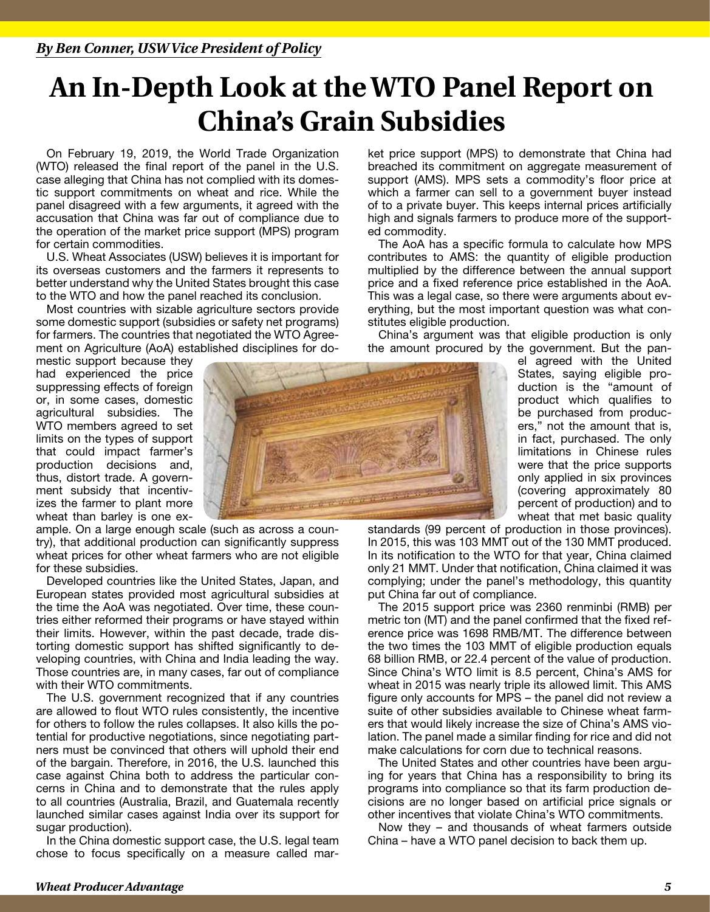*By Ben Conner, USW Vice President of Policy*

# An In-Depth Look at the WTO Panel Report on China's Grain Subsidies

On February 19, 2019, the World Trade Organization (WTO) released the final report of the panel in the U.S. case alleging that China has not complied with its domestic support commitments on wheat and rice. While the panel disagreed with a few arguments, it agreed with the accusation that China was far out of compliance due to the operation of the market price support (MPS) program for certain commodities.

U.S. Wheat Associates (USW) believes it is important for its overseas customers and the farmers it represents to better understand why the United States brought this case to the WTO and how the panel reached its conclusion.

Most countries with sizable agriculture sectors provide some domestic support (subsidies or safety net programs) for farmers. The countries that negotiated the WTO Agreement on Agriculture (AoA) established disciplines for domestic support because they had experienced the price suppressing effects of foreign or, in some cases, domestic agricultural subsidies. The WTO members agreed to set limits on the types of support that could impact farmer's production decisions and, thus, distort trade. A government subsidy that incentivizes the farmer to plant more wheat than barley is one example. On a large enough scale (such as across a country), that additional production can significantly suppress wheat prices for other wheat farmers who are not eligible for these subsidies.

Developed countries like the United States, Japan, and European states provided most agricultural subsidies at the time the AoA was negotiated. Over time, these countries either reformed their programs or have stayed within their limits. However, within the past decade, trade distorting domestic support has shifted significantly to developing countries, with China and India leading the way. Those countries are, in many cases, far out of compliance with their WTO commitments.

The U.S. government recognized that if any countries are allowed to flout WTO rules consistently, the incentive for others to follow the rules collapses. It also kills the potential for productive negotiations, since negotiating partners must be convinced that others will uphold their end of the bargain. Therefore, in 2016, the U.S. launched this case against China both to address the particular concerns in China and to demonstrate that the rules apply to all countries (Australia, Brazil, and Guatemala recently launched similar cases against India over its support for sugar production).

In the China domestic support case, the U.S. legal team chose to focus specifically on a measure called market price support (MPS) to demonstrate that China had breached its commitment on aggregate measurement of support (AMS). MPS sets a commodity's floor price at which a farmer can sell to a government buyer instead of to a private buyer. This keeps internal prices artificially high and signals farmers to produce more of the supported commodity.

The AoA has a specific formula to calculate how MPS contributes to AMS: the quantity of eligible production multiplied by the difference between the annual support price and a fixed reference price established in the AoA. This was a legal case, so there were arguments about everything, but the most important question was what constitutes eligible production.

China's argument was that eligible production is only the amount procured by the government. But the panel agreed with the United States, saying eligible production is the "amount of product which qualifies to be purchased from producers," not the amount that is, in fact, purchased. The only limitations in Chinese rules were that the price supports only applied in six provinces (covering approximately 80 percent of production) and to wheat that met basic quality standards (99 percent of production in those provinces). In 2015, this was 103 MMT out of the 130 MMT produced. In its notification to the WTO for that year, China claimed only 21 MMT. Under that notification, China claimed it was complying; under the panel's methodology, this quantity put China far out of compliance.

The 2015 support price was 2360 renminbi (RMB) per metric ton (MT) and the panel confirmed that the fixed reference price was 1698 RMB/MT. The difference between the two times the 103 MMT of eligible production equals 68 billion RMB, or 22.4 percent of the value of production. Since China's WTO limit is 8.5 percent, China's AMS for wheat in 2015 was nearly triple its allowed limit. This AMS figure only accounts for MPS – the panel did not review a suite of other subsidies available to Chinese wheat farmers that would likely increase the size of China's AMS violation. The panel made a similar finding for rice and did not make calculations for corn due to technical reasons.

The United States and other countries have been arguing for years that China has a responsibility to bring its programs into compliance so that its farm production decisions are no longer based on artificial price signals or other incentives that violate China's WTO commitments.

Now they – and thousands of wheat farmers outside China – have a WTO panel decision to back them up.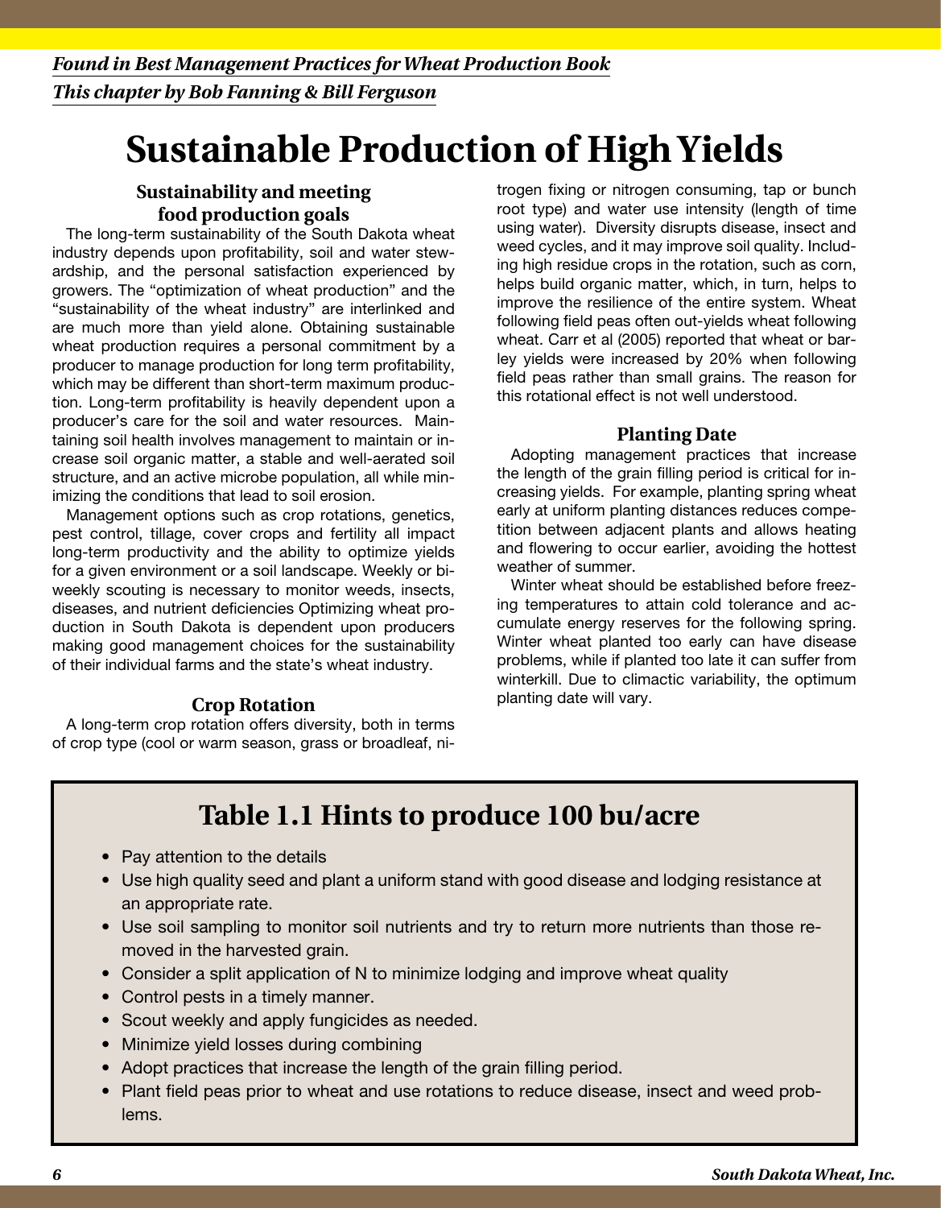*Found in Best Management Practices for Wheat Production Book*

*This chapter by Bob Fanning & Bill Ferguson*

# Sustainable Production of High Yields

## Sustainability and meeting food production goals

The long-term sustainability of the South Dakota wheat industry depends upon profitability, soil and water stewardship, and the personal satisfaction experienced by growers. The "optimization of wheat production" and the "sustainability of the wheat industry" are interlinked and are much more than yield alone. Obtaining sustainable wheat production requires a personal commitment by a producer to manage production for long term profitability, which may be different than short-term maximum production. Long-term profitability is heavily dependent upon a producer's care for the soil and water resources. Maintaining soil health involves management to maintain or increase soil organic matter, a stable and well-aerated soil structure, and an active microbe population, all while minimizing the conditions that lead to soil erosion.

Management options such as crop rotations, genetics, pest control, tillage, cover crops and fertility all impact long-term productivity and the ability to optimize yields for a given environment or a soil landscape. Weekly or bi-weekly scouting is necessary to monitor weeds, insects, diseases, and nutrient deficiencies Optimizing wheat production in South Dakota is dependent upon producers making good management choices for the sustainability of their individual farms and the state's wheat industry.

## Crop Rotation

A long-term crop rotation offers diversity, both in terms of crop type (cool or warm season, grass or broadleaf, nitrogen fixing or nitrogen consuming, tap or bunch root type) and water use intensity (length of time using water). Diversity disrupts disease, insect and weed cycles, and it may improve soil quality. Including high residue crops in the rotation, such as corn, helps build organic matter, which, in turn, helps to improve the resilience of the entire system. Wheat following field peas often out-yields wheat following wheat. Carr et al (2005) reported that wheat or barley yields were increased by 20% when following field peas rather than small grains. The reason for this rotational effect is not well understood.

## Planting Date

Adopting management practices that increase the length of the grain filling period is critical for increasing yields. For example, planting spring wheat early at uniform planting distances reduces competition between adjacent plants and allows heating and flowering to occur earlier, avoiding the hottest weather of summer.

Winter wheat should be established before freezing temperatures to attain cold tolerance and accumulate energy reserves for the following spring. Winter wheat planted too early can have disease problems, while if planted too late it can suffer from winterkill. Due to climactic variability, the optimum planting date will vary.

## Table 1.1 Hints to produce 100 bu/acre

- Pay attention to the details
- Use high quality seed and plant a uniform stand with good disease and lodging resistance at an appropriate rate.
- Use soil sampling to monitor soil nutrients and try to return more nutrients than those removed in the harvested grain.
- Consider a split application of N to minimize lodging and improve wheat quality
- Control pests in a timely manner.
- Scout weekly and apply fungicides as needed.
- Minimize yield losses during combining
- Adopt practices that increase the length of the grain filling period.
- Plant field peas prior to wheat and use rotations to reduce disease, insect and weed problems.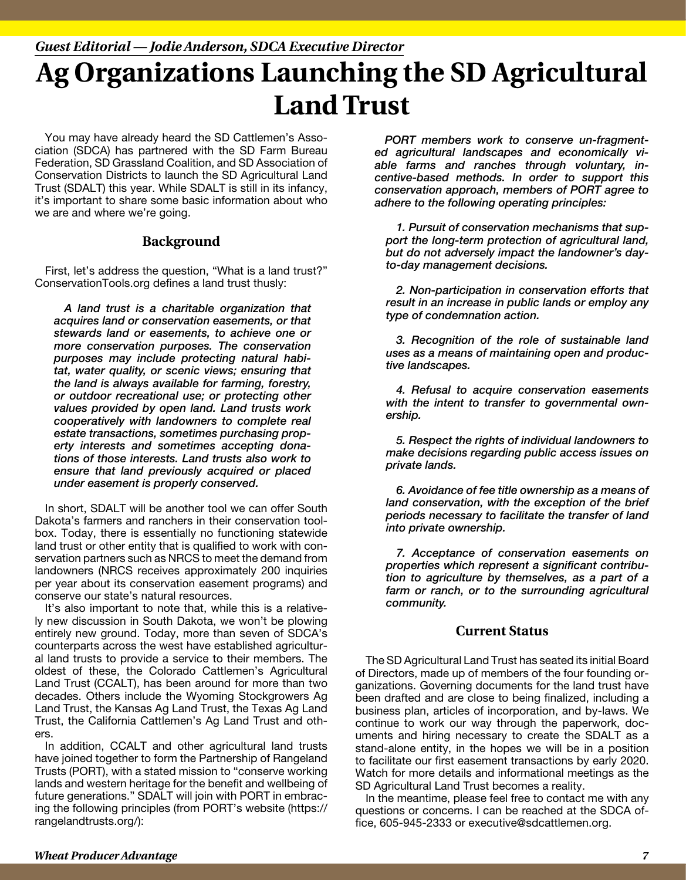*Guest Editorial — Jodie Anderson, SDCA Executive Director*

# Ag Organizations Launching the SD Agricultural Land Trust

You may have already heard the SD Cattlemen's Association (SDCA) has partnered with the SD Farm Bureau Federation, SD Grassland Coalition, and SD Association of Conservation Districts to launch the SD Agricultural Land Trust (SDALT) this year. While SDALT is still in its infancy, it's important to share some basic information about who we are and where we're going.

## Background

First, let's address the question, "What is a land trust?" ConservationTools.org defines a land trust thusly:

> ***A land trust is a charitable organization that acquires land or conservation easements, or that stewards land or easements, to achieve one or more conservation purposes. The conservation purposes may include protecting natural habitat, water quality, or scenic views; ensuring that the land is always available for farming, forestry, or outdoor recreational use; or protecting other values provided by open land. Land trusts work cooperatively with landowners to complete real estate transactions, sometimes purchasing property interests and sometimes accepting donations of those interests. Land trusts also work to ensure that land previously acquired or placed under easement is properly conserved.***

In short, SDALT will be another tool we can offer South Dakota's farmers and ranchers in their conservation toolbox. Today, there is essentially no functioning statewide land trust or other entity that is qualified to work with conservation partners such as NRCS to meet the demand from landowners (NRCS receives approximately 200 inquiries per year about its conservation easement programs) and conserve our state's natural resources.

It's also important to note that, while this is a relatively new discussion in South Dakota, we won't be plowing entirely new ground. Today, more than seven of SDCA's counterparts across the west have established agricultural land trusts to provide a service to their members. The oldest of these, the Colorado Cattlemen's Agricultural Land Trust (CCALT), has been around for more than two decades. Others include the Wyoming Stockgrowers Ag Land Trust, the Kansas Ag Land Trust, the Texas Ag Land Trust, the California Cattlemen's Ag Land Trust and others.

In addition, CCALT and other agricultural land trusts have joined together to form the Partnership of Rangeland Trusts (PORT), with a stated mission to "conserve working lands and western heritage for the benefit and wellbeing of future generations." SDALT will join with PORT in embracing the following principles (from PORT's website (https://rangelandtrusts.org/):

> ***PORT members work to conserve un-fragmented agricultural landscapes and economically viable farms and ranches through voluntary, incentive-based methods. In order to support this conservation approach, members of PORT agree to adhere to the following operating principles:***
>
> ***1. Pursuit of conservation mechanisms that support the long-term protection of agricultural land, but do not adversely impact the landowner's day-to-day management decisions.***
>
> ***2. Non-participation in conservation efforts that result in an increase in public lands or employ any type of condemnation action.***
>
> ***3. Recognition of the role of sustainable land uses as a means of maintaining open and productive landscapes.***
>
> ***4. Refusal to acquire conservation easements with the intent to transfer to governmental ownership.***
>
> ***5. Respect the rights of individual landowners to make decisions regarding public access issues on private lands.***
>
> ***6. Avoidance of fee title ownership as a means of land conservation, with the exception of the brief periods necessary to facilitate the transfer of land into private ownership.***
>
> ***7. Acceptance of conservation easements on properties which represent a significant contribution to agriculture by themselves, as a part of a farm or ranch, or to the surrounding agricultural community.***

## Current Status

The SD Agricultural Land Trust has seated its initial Board of Directors, made up of members of the four founding organizations. Governing documents for the land trust have been drafted and are close to being finalized, including a business plan, articles of incorporation, and by-laws. We continue to work our way through the paperwork, documents and hiring necessary to create the SDALT as a stand-alone entity, in the hopes we will be in a position to facilitate our first easement transactions by early 2020. Watch for more details and informational meetings as the SD Agricultural Land Trust becomes a reality.

In the meantime, please feel free to contact me with any questions or concerns. I can be reached at the SDCA office, 605-945-2333 or executive@sdcattlemen.org.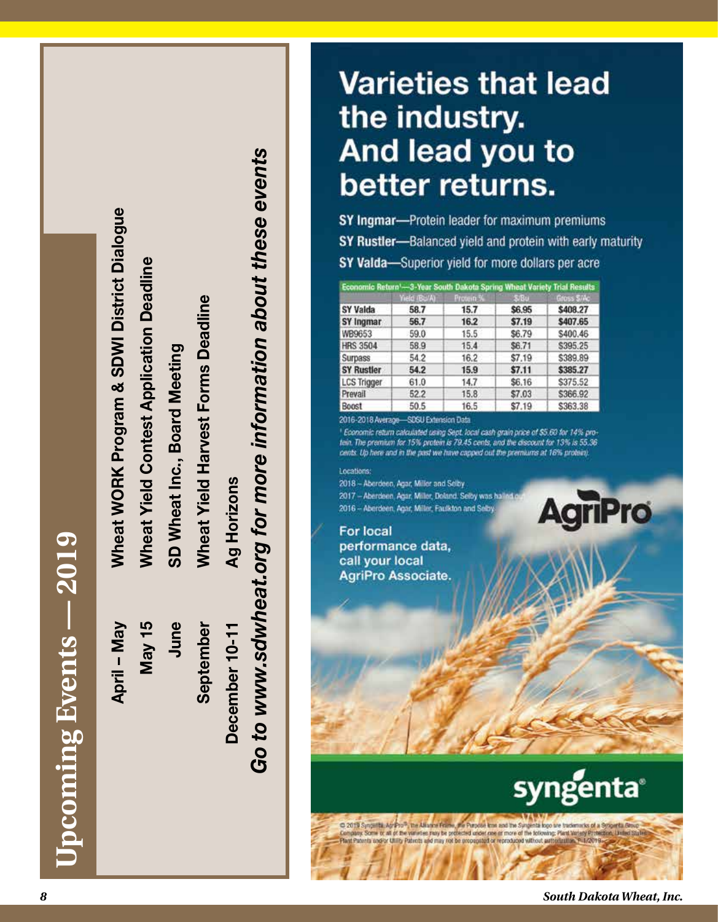# Upcoming Events — 2019

**April – May** Wheat WORK Program & SDWI District Dialogue

**May 15** Wheat Yield Contest Application Deadline

**June** SD Wheat Inc., Board Meeting

**September** Wheat Yield Harvest Forms Deadline

**December 10-11** Ag Horizons

***Go to www.sdwheat.org for more information about these events***

# Varieties that lead the industry. And lead you to better returns.

**SY Ingmar**—Protein leader for maximum premiums

**SY Rustler**—Balanced yield and protein with early maturity

**SY Valda**—Superior yield for more dollars per acre

**Economic Return[1]—3-Year South Dakota Spring Wheat Variety Trial Results**

| | Yield (Bu/A) | Protein % | $/Bu | Gross $/Ac |
|---|---|---|---|---|
| **SY Valda** | **58.7** | **15.7** | **$6.95** | **$408.27** |
| **SY Ingmar** | **56.7** | **16.2** | **$7.19** | **$407.65** |
| WB9653 | 59.0 | 15.5 | $6.79 | $400.46 |
| HRS 3504 | 58.9 | 15.4 | $6.71 | $395.25 |
| Surpass | 54.2 | 16.2 | $7.19 | $389.89 |
| **SY Rustler** | **54.2** | **15.9** | **$7.11** | **$385.27** |
| LCS Trigger | 61.0 | 14.7 | $6.16 | $375.52 |
| Prevail | 52.2 | 15.8 | $7.03 | $366.92 |
| Boost | 50.5 | 16.5 | $7.19 | $363.38 |

2016-2018 Average—SDSU Extension Data

[1] *Economic return calculated using Sept. local cash grain price of $5.60 for 14% protein. The premium for 15% protein is 79.45 cents, and the discount for 13% is 55.36 cents. Up here and in the past we have capped out the premiums at 16% protein.*

Locations:

2018 – Aberdeen, Agar, Miller and Selby

2017 – Aberdeen, Agar, Miller, Doland. Selby was hailed out

2016 – Aberdeen, Agar, Miller, Faulkton and Selby

**For local performance data, call your local AgriPro Associate.**

AgriPro

syngenta®

© 2019 Syngenta. AgriPro®, the Alliance Frame, the Purpose Icon and the Syngenta logo are trademarks of a Syngenta Group Company. Some or all of the varieties may be protected under one or more of the following: Plant Variety Protection, United States Plant Patents and/or Utility Patents and may not be propagated or reproduced without authorization. P-1/2019